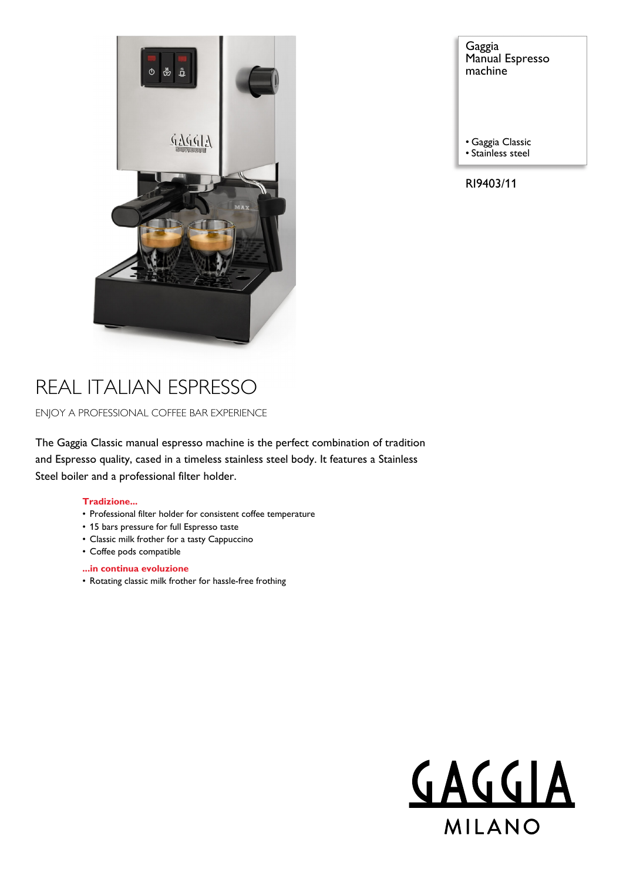Gaggia
Manual Espresso machine

- Gaggia Classic
- Stainless steel

RI9403/11

# REAL ITALIAN ESPRESSO

ENJOY A PROFESSIONAL COFFEE BAR EXPERIENCE

The Gaggia Classic manual espresso machine is the perfect combination of tradition and Espresso quality, cased in a timeless stainless steel body. It features a Stainless Steel boiler and a professional filter holder.

**Tradizione...**

- Professional filter holder for consistent coffee temperature
- 15 bars pressure for full Espresso taste
- Classic milk frother for a tasty Cappuccino
- Coffee pods compatible

**...in continua evoluzione**

- Rotating classic milk frother for hassle-free frothing

GAGGIA
MILANO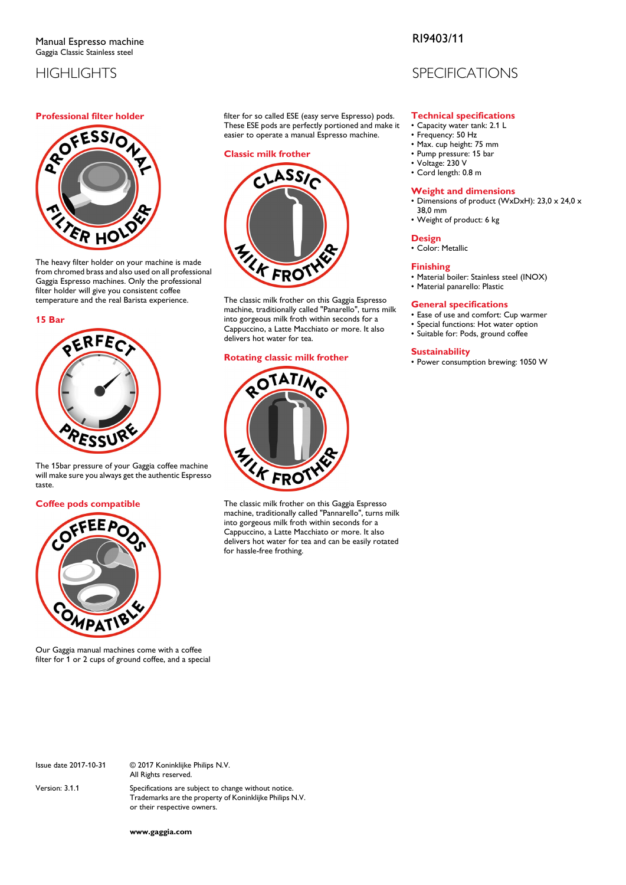Manual Espresso machine
Gaggia Classic Stainless steel

RI9403/11

# HIGHLIGHTS

### Professional filter holder

The heavy filter holder on your machine is made from chromed brass and also used on all professional Gaggia Espresso machines. Only the professional filter holder will give you consistent coffee temperature and the real Barista experience.

### 15 Bar

The 15bar pressure of your Gaggia coffee machine will make sure you always get the authentic Espresso taste.

### Coffee pods compatible

Our Gaggia manual machines come with a coffee filter for 1 or 2 cups of ground coffee, and a special filter for so called ESE (easy serve Espresso) pods. These ESE pods are perfectly portioned and make it easier to operate a manual Espresso machine.

### Classic milk frother

The classic milk frother on this Gaggia Espresso machine, traditionally called "Panarello", turns milk into gorgeous milk froth within seconds for a Cappuccino, a Latte Macchiato or more. It also delivers hot water for tea.

### Rotating classic milk frother

The classic milk frother on this Gaggia Espresso machine, traditionally called "Pannarello", turns milk into gorgeous milk froth within seconds for a Cappuccino, a Latte Macchiato or more. It also delivers hot water for tea and can be easily rotated for hassle-free frothing.

# SPECIFICATIONS

### Technical specifications

- Capacity water tank: 2.1 L
- Frequency: 50 Hz
- Max. cup height: 75 mm
- Pump pressure: 15 bar
- Voltage: 230 V
- Cord length: 0.8 m

### Weight and dimensions

- Dimensions of product (WxDxH): 23,0 x 24,0 x 38,0 mm
- Weight of product: 6 kg

### Design

- Color: Metallic

### Finishing

- Material boiler: Stainless steel (INOX)
- Material panarello: Plastic

### General specifications

- Ease of use and comfort: Cup warmer
- Special functions: Hot water option
- Suitable for: Pods, ground coffee

### Sustainability

- Power consumption brewing: 1050 W

Issue date 2017-10-31

Version: 3.1.1

© 2017 Koninklijke Philips N.V.
All Rights reserved.

Specifications are subject to change without notice.
Trademarks are the property of Koninklijke Philips N.V. or their respective owners.

**www.gaggia.com**